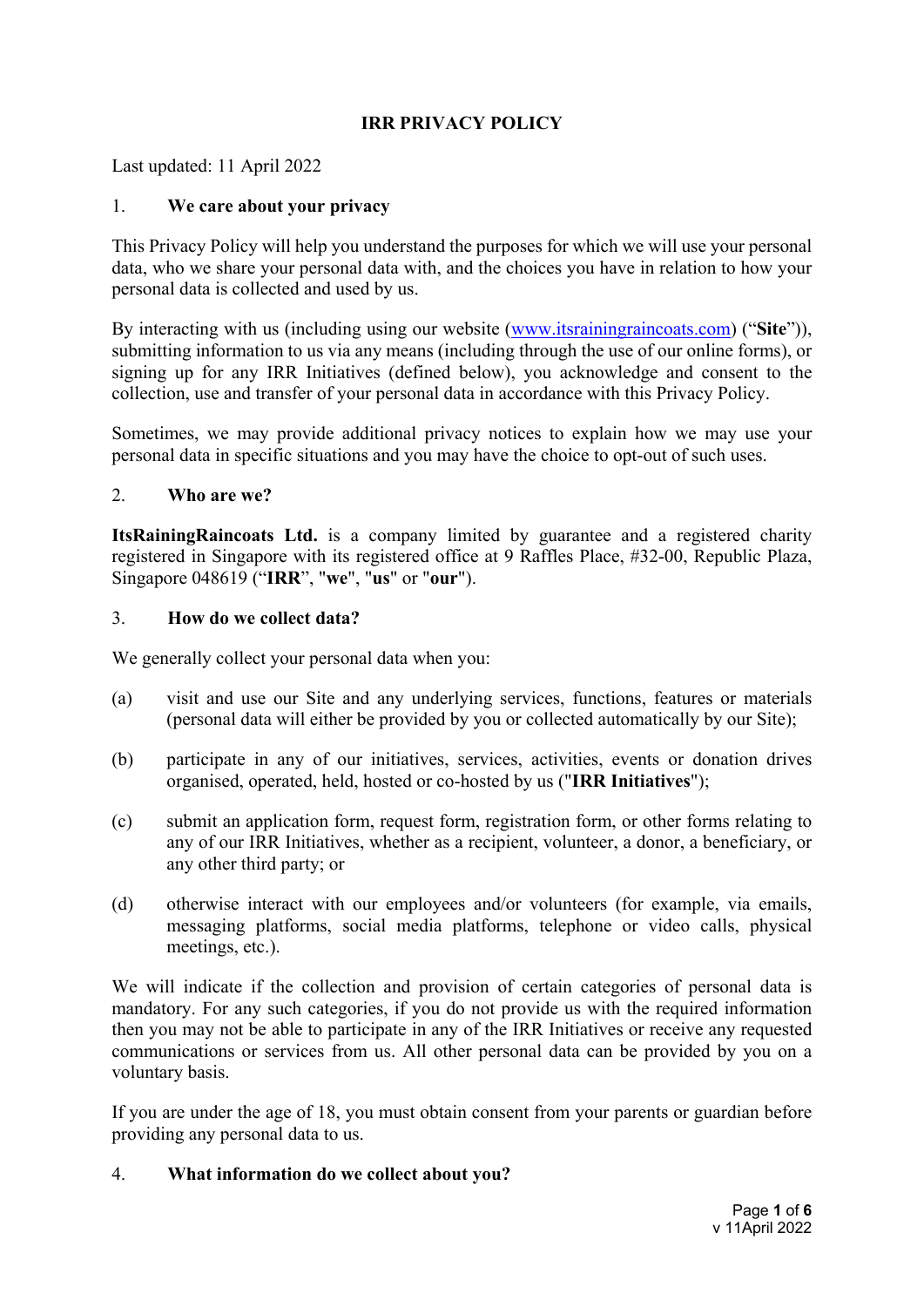# IRR PRIVACY POLICY

Last updated: 11 April 2022

## 1. We care about your privacy

This Privacy Policy will help you understand the purposes for which we will use your personal data, who we share your personal data with, and the choices you have in relation to how your personal data is collected and used by us.

By interacting with us (including using our website (www.itsrainingraincoats.com) ("**Site**")), submitting information to us via any means (including through the use of our online forms), or signing up for any IRR Initiatives (defined below), you acknowledge and consent to the collection, use and transfer of your personal data in accordance with this Privacy Policy.

Sometimes, we may provide additional privacy notices to explain how we may use your personal data in specific situations and you may have the choice to opt-out of such uses.

## 2. Who are we?

**ItsRainingRaincoats Ltd.** is a company limited by guarantee and a registered charity registered in Singapore with its registered office at 9 Raffles Place, #32-00, Republic Plaza, Singapore 048619 ("**IRR**", "**we**", "**us**" or "**our**").

## 3. How do we collect data?

We generally collect your personal data when you:

(a) visit and use our Site and any underlying services, functions, features or materials (personal data will either be provided by you or collected automatically by our Site);

(b) participate in any of our initiatives, services, activities, events or donation drives organised, operated, held, hosted or co-hosted by us ("**IRR Initiatives**");

(c) submit an application form, request form, registration form, or other forms relating to any of our IRR Initiatives, whether as a recipient, volunteer, a donor, a beneficiary, or any other third party; or

(d) otherwise interact with our employees and/or volunteers (for example, via emails, messaging platforms, social media platforms, telephone or video calls, physical meetings, etc.).

We will indicate if the collection and provision of certain categories of personal data is mandatory. For any such categories, if you do not provide us with the required information then you may not be able to participate in any of the IRR Initiatives or receive any requested communications or services from us. All other personal data can be provided by you on a voluntary basis.

If you are under the age of 18, you must obtain consent from your parents or guardian before providing any personal data to us.

## 4. What information do we collect about you?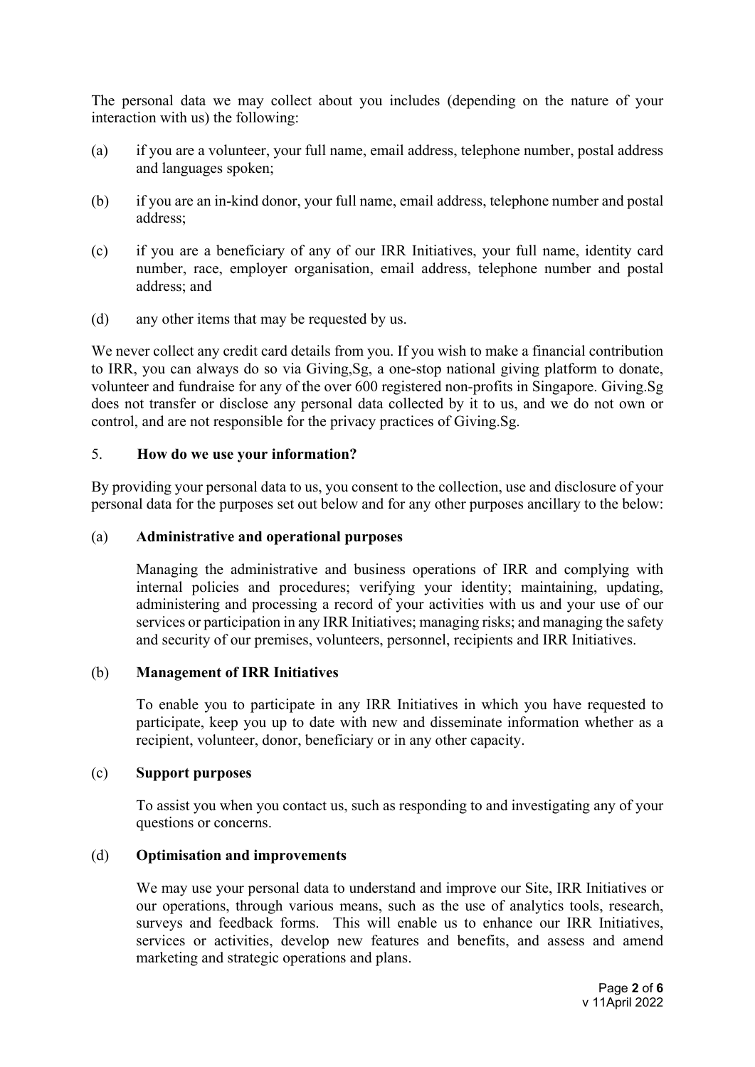The personal data we may collect about you includes (depending on the nature of your interaction with us) the following:

(a) if you are a volunteer, your full name, email address, telephone number, postal address and languages spoken;

(b) if you are an in-kind donor, your full name, email address, telephone number and postal address;

(c) if you are a beneficiary of any of our IRR Initiatives, your full name, identity card number, race, employer organisation, email address, telephone number and postal address; and

(d) any other items that may be requested by us.

We never collect any credit card details from you. If you wish to make a financial contribution to IRR, you can always do so via Giving,Sg, a one-stop national giving platform to donate, volunteer and fundraise for any of the over 600 registered non-profits in Singapore. Giving.Sg does not transfer or disclose any personal data collected by it to us, and we do not own or control, and are not responsible for the privacy practices of Giving.Sg.

## 5. How do we use your information?

By providing your personal data to us, you consent to the collection, use and disclosure of your personal data for the purposes set out below and for any other purposes ancillary to the below:

### (a) Administrative and operational purposes

Managing the administrative and business operations of IRR and complying with internal policies and procedures; verifying your identity; maintaining, updating, administering and processing a record of your activities with us and your use of our services or participation in any IRR Initiatives; managing risks; and managing the safety and security of our premises, volunteers, personnel, recipients and IRR Initiatives.

### (b) Management of IRR Initiatives

To enable you to participate in any IRR Initiatives in which you have requested to participate, keep you up to date with new and disseminate information whether as a recipient, volunteer, donor, beneficiary or in any other capacity.

### (c) Support purposes

To assist you when you contact us, such as responding to and investigating any of your questions or concerns.

### (d) Optimisation and improvements

We may use your personal data to understand and improve our Site, IRR Initiatives or our operations, through various means, such as the use of analytics tools, research, surveys and feedback forms. This will enable us to enhance our IRR Initiatives, services or activities, develop new features and benefits, and assess and amend marketing and strategic operations and plans.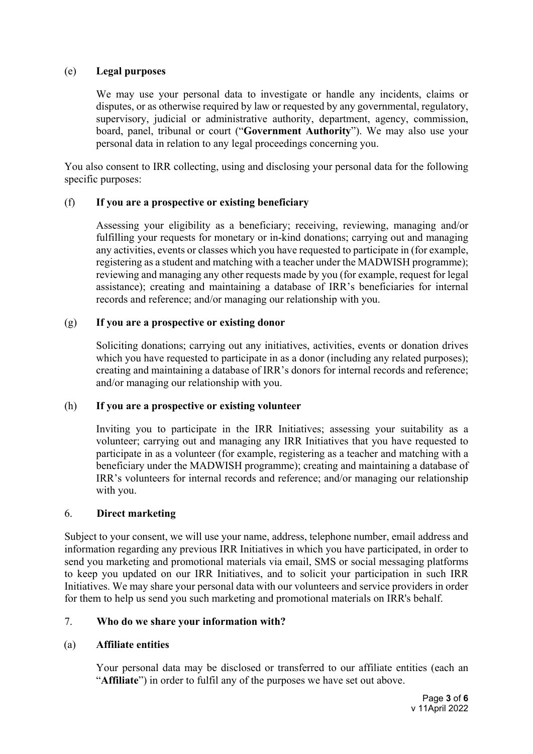(e) **Legal purposes**

We may use your personal data to investigate or handle any incidents, claims or disputes, or as otherwise required by law or requested by any governmental, regulatory, supervisory, judicial or administrative authority, department, agency, commission, board, panel, tribunal or court ("**Government Authority**"). We may also use your personal data in relation to any legal proceedings concerning you.

You also consent to IRR collecting, using and disclosing your personal data for the following specific purposes:

(f) **If you are a prospective or existing beneficiary**

Assessing your eligibility as a beneficiary; receiving, reviewing, managing and/or fulfilling your requests for monetary or in-kind donations; carrying out and managing any activities, events or classes which you have requested to participate in (for example, registering as a student and matching with a teacher under the MADWISH programme); reviewing and managing any other requests made by you (for example, request for legal assistance); creating and maintaining a database of IRR's beneficiaries for internal records and reference; and/or managing our relationship with you.

(g) **If you are a prospective or existing donor**

Soliciting donations; carrying out any initiatives, activities, events or donation drives which you have requested to participate in as a donor (including any related purposes); creating and maintaining a database of IRR's donors for internal records and reference; and/or managing our relationship with you.

(h) **If you are a prospective or existing volunteer**

Inviting you to participate in the IRR Initiatives; assessing your suitability as a volunteer; carrying out and managing any IRR Initiatives that you have requested to participate in as a volunteer (for example, registering as a teacher and matching with a beneficiary under the MADWISH programme); creating and maintaining a database of IRR's volunteers for internal records and reference; and/or managing our relationship with you.

## 6. **Direct marketing**

Subject to your consent, we will use your name, address, telephone number, email address and information regarding any previous IRR Initiatives in which you have participated, in order to send you marketing and promotional materials via email, SMS or social messaging platforms to keep you updated on our IRR Initiatives, and to solicit your participation in such IRR Initiatives. We may share your personal data with our volunteers and service providers in order for them to help us send you such marketing and promotional materials on IRR's behalf.

## 7. **Who do we share your information with?**

(a) **Affiliate entities**

Your personal data may be disclosed or transferred to our affiliate entities (each an "**Affiliate**") in order to fulfil any of the purposes we have set out above.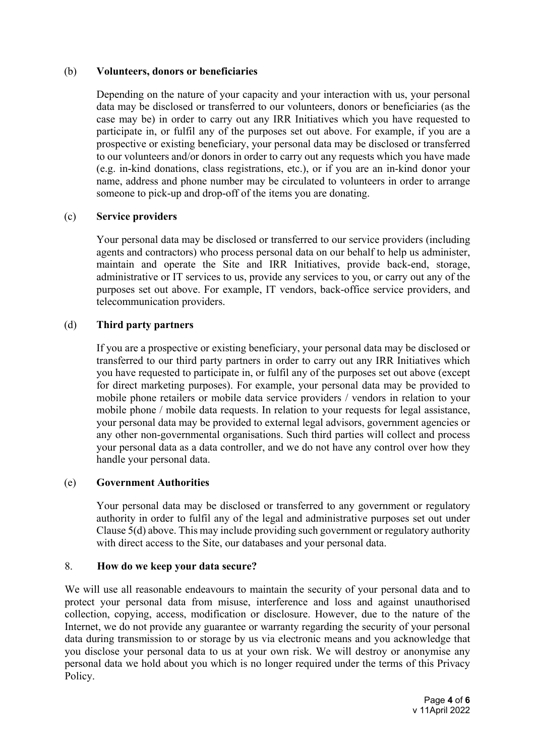(b) **Volunteers, donors or beneficiaries**

Depending on the nature of your capacity and your interaction with us, your personal data may be disclosed or transferred to our volunteers, donors or beneficiaries (as the case may be) in order to carry out any IRR Initiatives which you have requested to participate in, or fulfil any of the purposes set out above. For example, if you are a prospective or existing beneficiary, your personal data may be disclosed or transferred to our volunteers and/or donors in order to carry out any requests which you have made (e.g. in-kind donations, class registrations, etc.), or if you are an in-kind donor your name, address and phone number may be circulated to volunteers in order to arrange someone to pick-up and drop-off of the items you are donating.

(c) **Service providers**

Your personal data may be disclosed or transferred to our service providers (including agents and contractors) who process personal data on our behalf to help us administer, maintain and operate the Site and IRR Initiatives, provide back-end, storage, administrative or IT services to us, provide any services to you, or carry out any of the purposes set out above. For example, IT vendors, back-office service providers, and telecommunication providers.

(d) **Third party partners**

If you are a prospective or existing beneficiary, your personal data may be disclosed or transferred to our third party partners in order to carry out any IRR Initiatives which you have requested to participate in, or fulfil any of the purposes set out above (except for direct marketing purposes). For example, your personal data may be provided to mobile phone retailers or mobile data service providers / vendors in relation to your mobile phone / mobile data requests. In relation to your requests for legal assistance, your personal data may be provided to external legal advisors, government agencies or any other non-governmental organisations. Such third parties will collect and process your personal data as a data controller, and we do not have any control over how they handle your personal data.

(e) **Government Authorities**

Your personal data may be disclosed or transferred to any government or regulatory authority in order to fulfil any of the legal and administrative purposes set out under Clause 5(d) above. This may include providing such government or regulatory authority with direct access to the Site, our databases and your personal data.

## 8. How do we keep your data secure?

We will use all reasonable endeavours to maintain the security of your personal data and to protect your personal data from misuse, interference and loss and against unauthorised collection, copying, access, modification or disclosure. However, due to the nature of the Internet, we do not provide any guarantee or warranty regarding the security of your personal data during transmission to or storage by us via electronic means and you acknowledge that you disclose your personal data to us at your own risk. We will destroy or anonymise any personal data we hold about you which is no longer required under the terms of this Privacy Policy.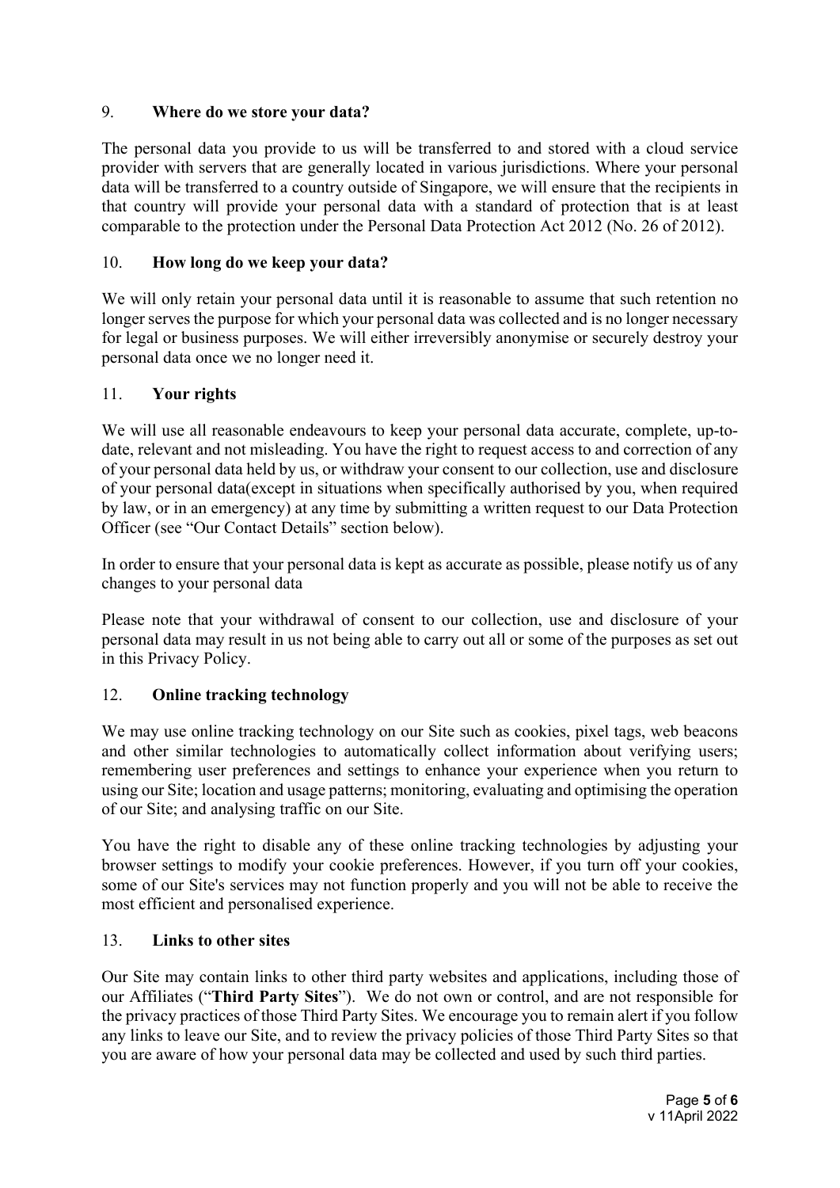## 9. **Where do we store your data?**

The personal data you provide to us will be transferred to and stored with a cloud service provider with servers that are generally located in various jurisdictions. Where your personal data will be transferred to a country outside of Singapore, we will ensure that the recipients in that country will provide your personal data with a standard of protection that is at least comparable to the protection under the Personal Data Protection Act 2012 (No. 26 of 2012).

## 10. **How long do we keep your data?**

We will only retain your personal data until it is reasonable to assume that such retention no longer serves the purpose for which your personal data was collected and is no longer necessary for legal or business purposes. We will either irreversibly anonymise or securely destroy your personal data once we no longer need it.

## 11. **Your rights**

We will use all reasonable endeavours to keep your personal data accurate, complete, up-to-date, relevant and not misleading. You have the right to request access to and correction of any of your personal data held by us, or withdraw your consent to our collection, use and disclosure of your personal data(except in situations when specifically authorised by you, when required by law, or in an emergency) at any time by submitting a written request to our Data Protection Officer (see "Our Contact Details" section below).

In order to ensure that your personal data is kept as accurate as possible, please notify us of any changes to your personal data

Please note that your withdrawal of consent to our collection, use and disclosure of your personal data may result in us not being able to carry out all or some of the purposes as set out in this Privacy Policy.

## 12. **Online tracking technology**

We may use online tracking technology on our Site such as cookies, pixel tags, web beacons and other similar technologies to automatically collect information about verifying users; remembering user preferences and settings to enhance your experience when you return to using our Site; location and usage patterns; monitoring, evaluating and optimising the operation of our Site; and analysing traffic on our Site.

You have the right to disable any of these online tracking technologies by adjusting your browser settings to modify your cookie preferences. However, if you turn off your cookies, some of our Site's services may not function properly and you will not be able to receive the most efficient and personalised experience.

## 13. **Links to other sites**

Our Site may contain links to other third party websites and applications, including those of our Affiliates ("**Third Party Sites**"). We do not own or control, and are not responsible for the privacy practices of those Third Party Sites. We encourage you to remain alert if you follow any links to leave our Site, and to review the privacy policies of those Third Party Sites so that you are aware of how your personal data may be collected and used by such third parties.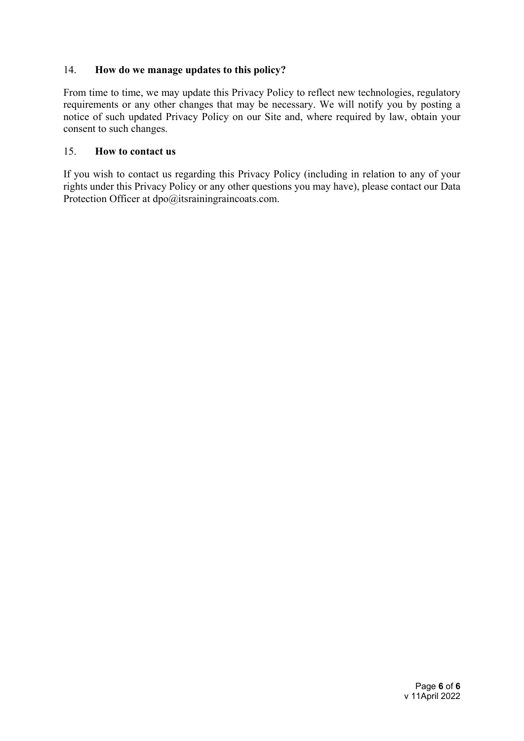## 14. How do we manage updates to this policy?

From time to time, we may update this Privacy Policy to reflect new technologies, regulatory requirements or any other changes that may be necessary. We will notify you by posting a notice of such updated Privacy Policy on our Site and, where required by law, obtain your consent to such changes.

## 15. How to contact us

If you wish to contact us regarding this Privacy Policy (including in relation to any of your rights under this Privacy Policy or any other questions you may have), please contact our Data Protection Officer at dpo@itsrainingraincoats.com.